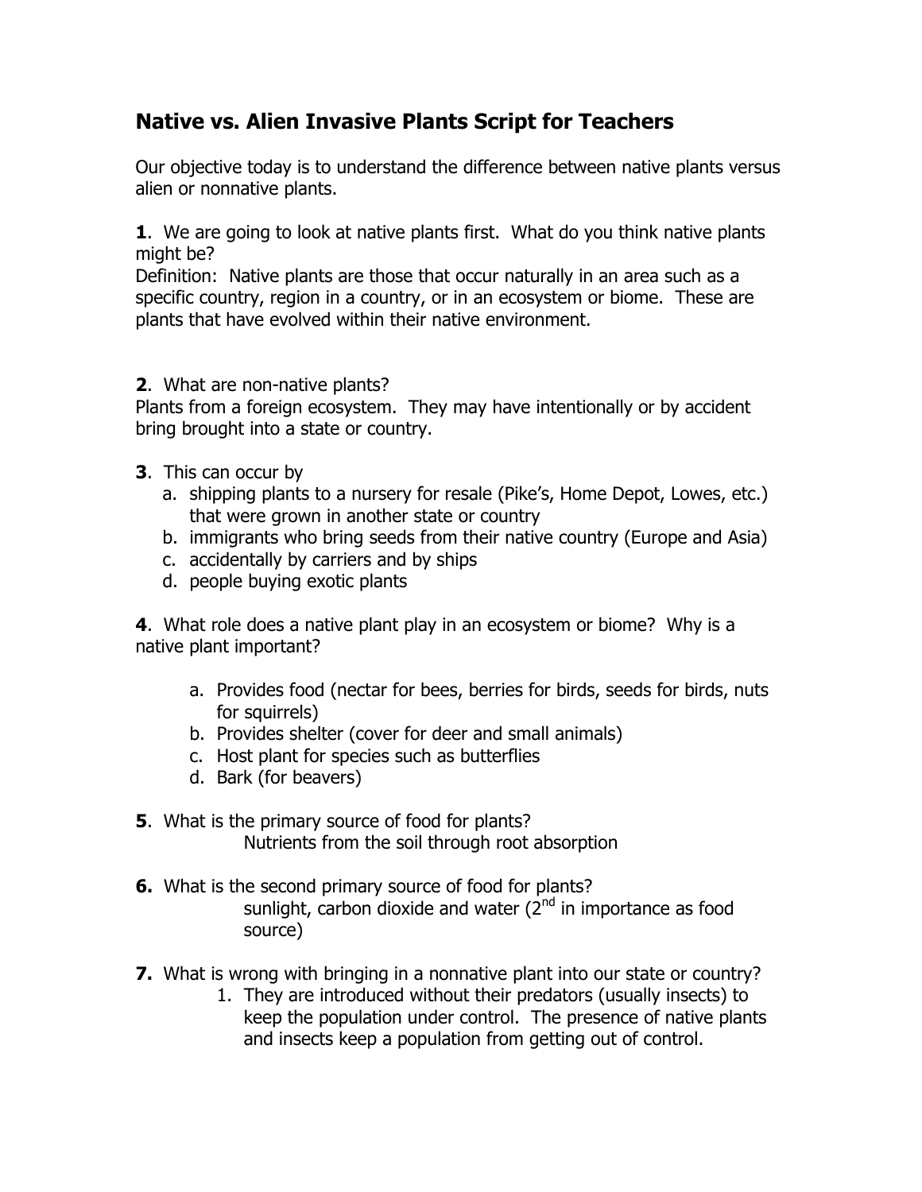## Native vs. Alien Invasive Plants Script for Teachers

Our objective today is to understand the difference between native plants versus alien or nonnative plants.

**1**. We are going to look at native plants first. What do you think native plants might be?
Definition: Native plants are those that occur naturally in an area such as a specific country, region in a country, or in an ecosystem or biome. These are plants that have evolved within their native environment.

**2**. What are non-native plants?
Plants from a foreign ecosystem. They may have intentionally or by accident bring brought into a state or country.

**3**. This can occur by

a. shipping plants to a nursery for resale (Pike's, Home Depot, Lowes, etc.) that were grown in another state or country
b. immigrants who bring seeds from their native country (Europe and Asia)
c. accidentally by carriers and by ships
d. people buying exotic plants

**4**. What role does a native plant play in an ecosystem or biome? Why is a native plant important?

a. Provides food (nectar for bees, berries for birds, seeds for birds, nuts for squirrels)
b. Provides shelter (cover for deer and small animals)
c. Host plant for species such as butterflies
d. Bark (for beavers)

**5**. What is the primary source of food for plants?
Nutrients from the soil through root absorption

**6.** What is the second primary source of food for plants?
sunlight, carbon dioxide and water (2nd in importance as food source)

**7.** What is wrong with bringing in a nonnative plant into our state or country?

1. They are introduced without their predators (usually insects) to keep the population under control. The presence of native plants and insects keep a population from getting out of control.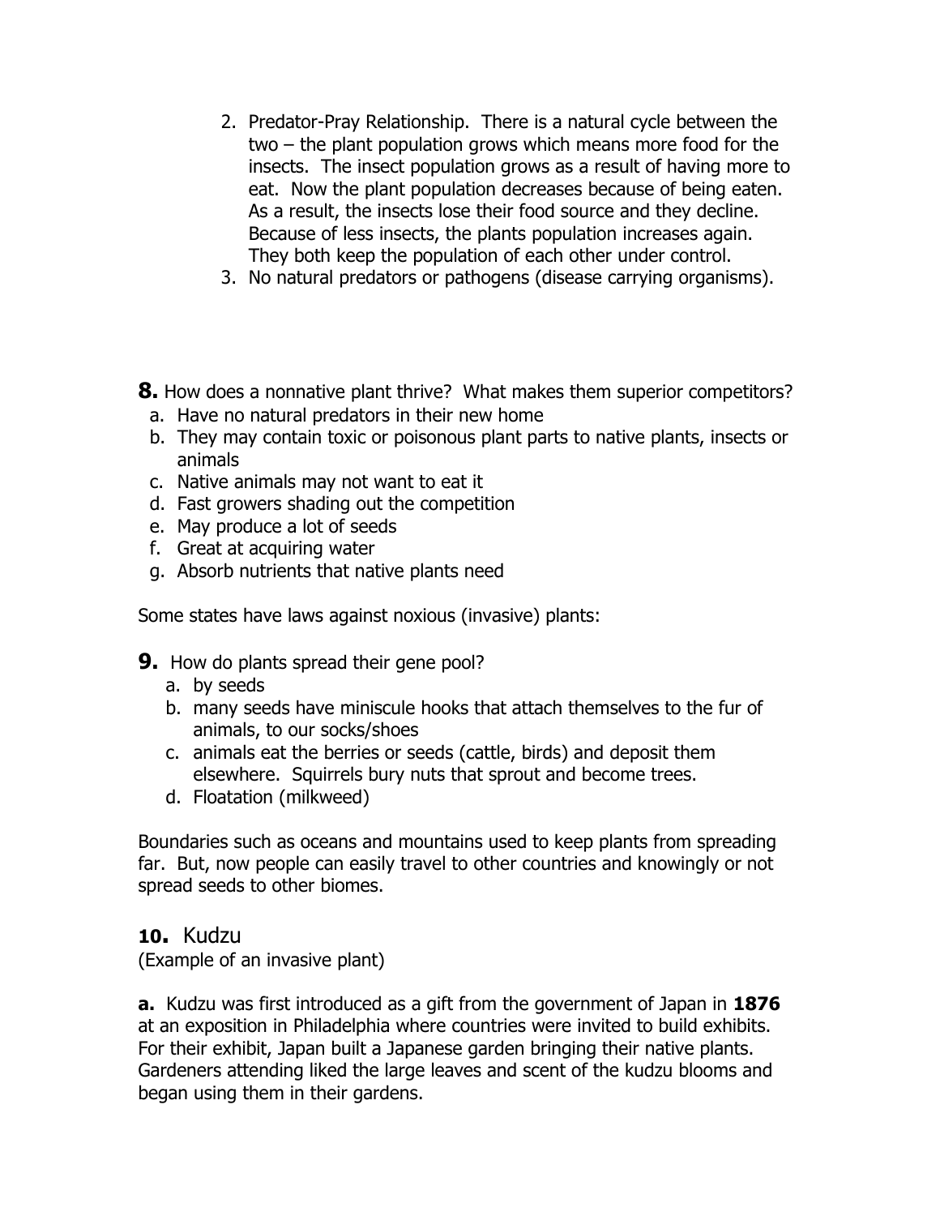2. Predator-Pray Relationship. There is a natural cycle between the two – the plant population grows which means more food for the insects. The insect population grows as a result of having more to eat. Now the plant population decreases because of being eaten. As a result, the insects lose their food source and they decline. Because of less insects, the plants population increases again. They both keep the population of each other under control.
3. No natural predators or pathogens (disease carrying organisms).

**8.** How does a nonnative plant thrive? What makes them superior competitors?

a. Have no natural predators in their new home
b. They may contain toxic or poisonous plant parts to native plants, insects or animals
c. Native animals may not want to eat it
d. Fast growers shading out the competition
e. May produce a lot of seeds
f. Great at acquiring water
g. Absorb nutrients that native plants need

Some states have laws against noxious (invasive) plants:

**9.** How do plants spread their gene pool?

a. by seeds
b. many seeds have miniscule hooks that attach themselves to the fur of animals, to our socks/shoes
c. animals eat the berries or seeds (cattle, birds) and deposit them elsewhere. Squirrels bury nuts that sprout and become trees.
d. Floatation (milkweed)

Boundaries such as oceans and mountains used to keep plants from spreading far. But, now people can easily travel to other countries and knowingly or not spread seeds to other biomes.

## **10.** Kudzu

(Example of an invasive plant)

**a.** Kudzu was first introduced as a gift from the government of Japan in **1876** at an exposition in Philadelphia where countries were invited to build exhibits. For their exhibit, Japan built a Japanese garden bringing their native plants. Gardeners attending liked the large leaves and scent of the kudzu blooms and began using them in their gardens.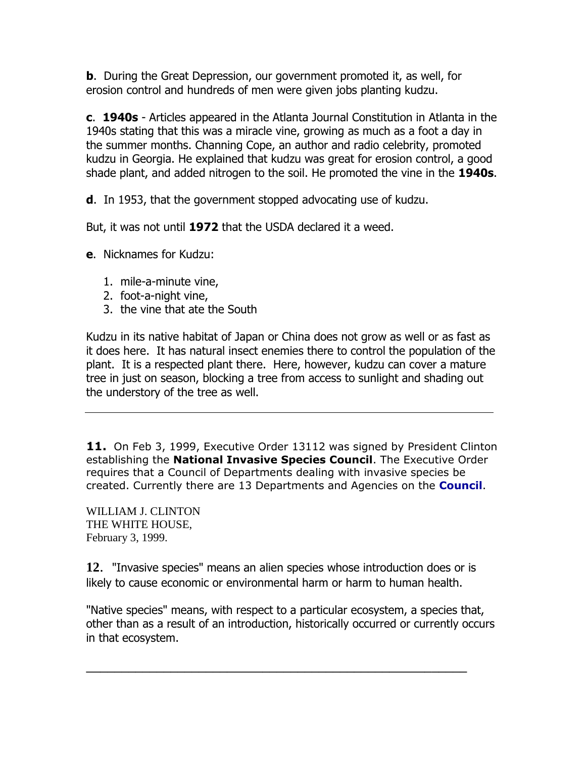**b**. During the Great Depression, our government promoted it, as well, for erosion control and hundreds of men were given jobs planting kudzu.

**c**. **1940s** - Articles appeared in the Atlanta Journal Constitution in Atlanta in the 1940s stating that this was a miracle vine, growing as much as a foot a day in the summer months. Channing Cope, an author and radio celebrity, promoted kudzu in Georgia. He explained that kudzu was great for erosion control, a good shade plant, and added nitrogen to the soil. He promoted the vine in the **1940s**.

**d**. In 1953, that the government stopped advocating use of kudzu.

But, it was not until **1972** that the USDA declared it a weed.

**e**. Nicknames for Kudzu:

1. mile-a-minute vine,
2. foot-a-night vine,
3. the vine that ate the South

Kudzu in its native habitat of Japan or China does not grow as well or as fast as it does here. It has natural insect enemies there to control the population of the plant. It is a respected plant there. Here, however, kudzu can cover a mature tree in just on season, blocking a tree from access to sunlight and shading out the understory of the tree as well.

---

**11.** On Feb 3, 1999, Executive Order 13112 was signed by President Clinton establishing the **National Invasive Species Council**. The Executive Order requires that a Council of Departments dealing with invasive species be created. Currently there are 13 Departments and Agencies on the **Council**.

WILLIAM J. CLINTON
THE WHITE HOUSE,
February 3, 1999.

**12.** "Invasive species" means an alien species whose introduction does or is likely to cause economic or environmental harm or harm to human health.

"Native species" means, with respect to a particular ecosystem, a species that, other than as a result of an introduction, historically occurred or currently occurs in that ecosystem.

---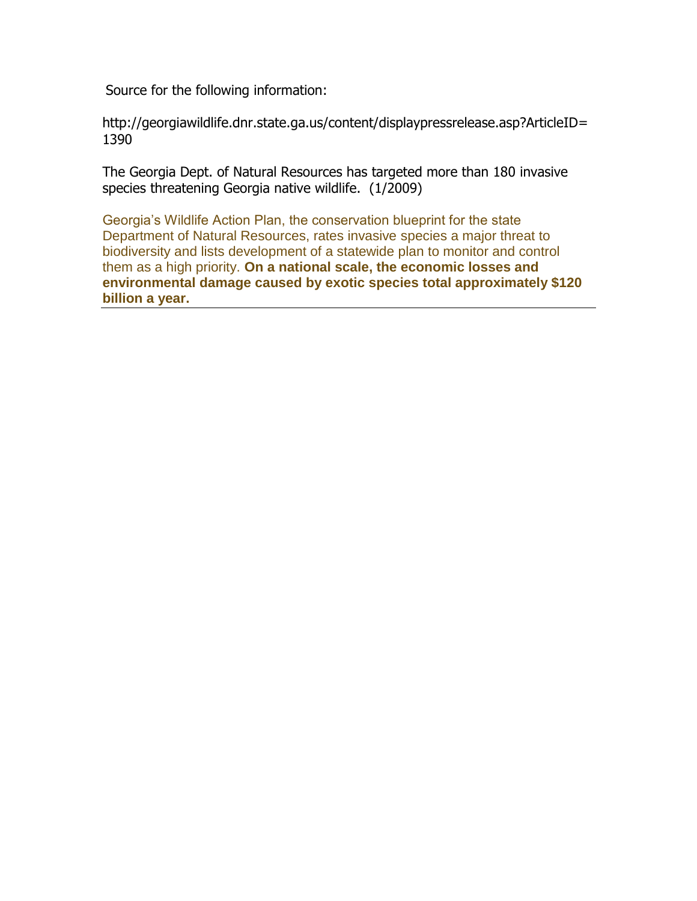Source for the following information:

http://georgiawildlife.dnr.state.ga.us/content/displaypressrelease.asp?ArticleID=1390

The Georgia Dept. of Natural Resources has targeted more than 180 invasive species threatening Georgia native wildlife. (1/2009)

Georgia's Wildlife Action Plan, the conservation blueprint for the state Department of Natural Resources, rates invasive species a major threat to biodiversity and lists development of a statewide plan to monitor and control them as a high priority. **On a national scale, the economic losses and environmental damage caused by exotic species total approximately $120 billion a year.**

---